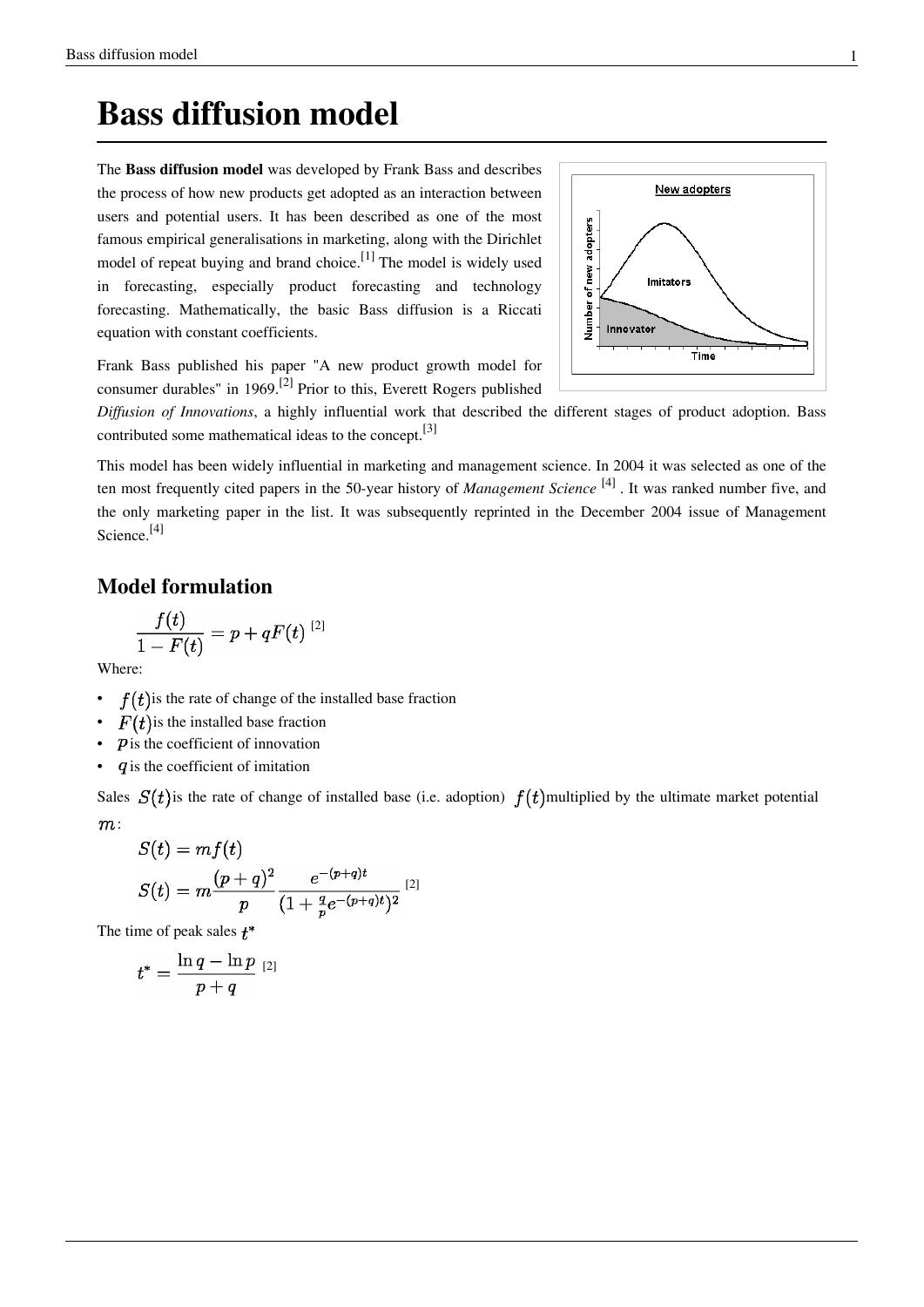# Bass diffusion model

The **Bass diffusion model** was developed by Frank Bass and describes the process of how new products get adopted as an interaction between users and potential users. It has been described as one of the most famous empirical generalisations in marketing, along with the Dirichlet model of repeat buying and brand choice.[1] The model is widely used in forecasting, especially product forecasting and technology forecasting. Mathematically, the basic Bass diffusion is a Riccati equation with constant coefficients.

Frank Bass published his paper "A new product growth model for consumer durables" in 1969.[2] Prior to this, Everett Rogers published *Diffusion of Innovations*, a highly influential work that described the different stages of product adoption. Bass contributed some mathematical ideas to the concept.[3]

This model has been widely influential in marketing and management science. In 2004 it was selected as one of the ten most frequently cited papers in the 50-year history of *Management Science* [4] . It was ranked number five, and the only marketing paper in the list. It was subsequently reprinted in the December 2004 issue of Management Science.[4]

## Model formulation

$$\frac{f(t)}{1-F(t)} = p + qF(t)$$ [2]

Where:

- $f(t)$ is the rate of change of the installed base fraction
- $F(t)$ is the installed base fraction
- $p$ is the coefficient of innovation
- $q$ is the coefficient of imitation

Sales $S(t)$ is the rate of change of installed base (i.e. adoption) $f(t)$ multiplied by the ultimate market potential $m$:

$$S(t) = mf(t)$$

$$S(t) = m\frac{(p+q)^2}{p}\frac{e^{-(p+q)t}}{(1+\frac{q}{p}e^{-(p+q)t})^2}$$ [2]

The time of peak sales $t^*$

$$t^* = \frac{\ln q - \ln p}{p+q}$$ [2]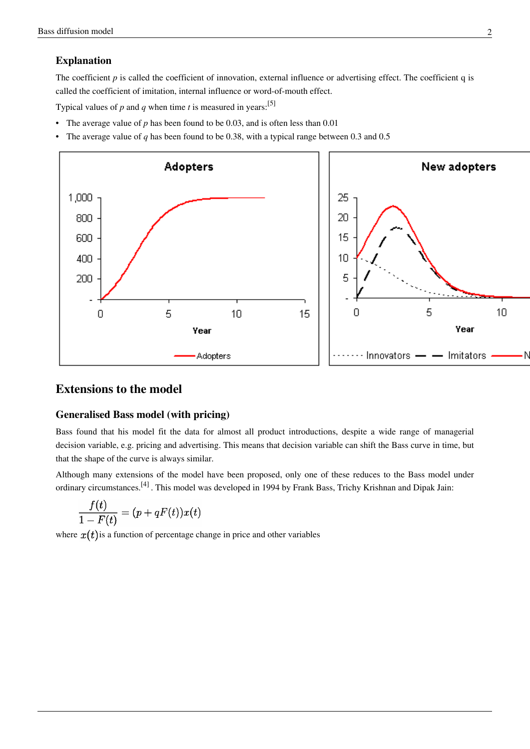### Explanation

The coefficient $p$ is called the coefficient of innovation, external influence or advertising effect. The coefficient q is called the coefficient of imitation, internal influence or word-of-mouth effect.

Typical values of $p$ and $q$ when time $t$ is measured in years:[5]

- The average value of $p$ has been found to be 0.03, and is often less than 0.01
- The average value of $q$ has been found to be 0.38, with a typical range between 0.3 and 0.5

## Extensions to the model

### Generalised Bass model (with pricing)

Bass found that his model fit the data for almost all product introductions, despite a wide range of managerial decision variable, e.g. pricing and advertising. This means that decision variable can shift the Bass curve in time, but that the shape of the curve is always similar.

Although many extensions of the model have been proposed, only one of these reduces to the Bass model under ordinary circumstances.[4] . This model was developed in 1994 by Frank Bass, Trichy Krishnan and Dipak Jain:

$$\frac{f(t)}{1-F(t)} = (p + qF(t))x(t)$$

where $x(t)$ is a function of percentage change in price and other variables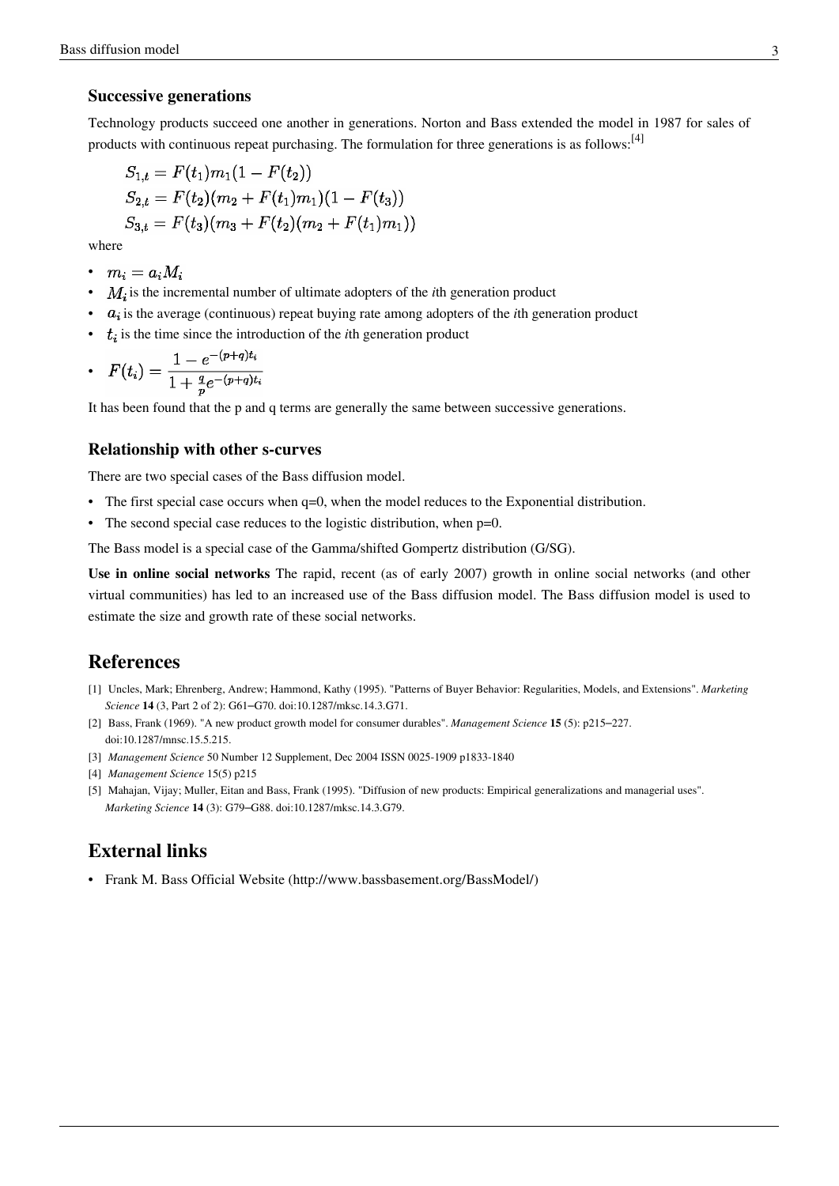### Successive generations

Technology products succeed one another in generations. Norton and Bass extended the model in 1987 for sales of products with continuous repeat purchasing. The formulation for three generations is as follows:[4]

$$S_{1,t} = F(t_1)m_1(1 - F(t_2))$$
$$S_{2,t} = F(t_2)(m_2 + F(t_1)m_1)(1 - F(t_3))$$
$$S_{3,t} = F(t_3)(m_3 + F(t_2)(m_2 + F(t_1)m_1))$$

where

- $m_i = a_i M_i$
- $M_i$ is the incremental number of ultimate adopters of the *i*th generation product
- $a_i$ is the average (continuous) repeat buying rate among adopters of the *i*th generation product
- $t_i$ is the time since the introduction of the *i*th generation product
- $F(t_i) = \frac{1 - e^{-(p+q)t_i}}{1 + \frac{q}{p}e^{-(p+q)t_i}}$

It has been found that the p and q terms are generally the same between successive generations.

### Relationship with other s-curves

There are two special cases of the Bass diffusion model.

- The first special case occurs when q=0, when the model reduces to the Exponential distribution.
- The second special case reduces to the logistic distribution, when p=0.

The Bass model is a special case of the Gamma/shifted Gompertz distribution (G/SG).

**Use in online social networks** The rapid, recent (as of early 2007) growth in online social networks (and other virtual communities) has led to an increased use of the Bass diffusion model. The Bass diffusion model is used to estimate the size and growth rate of these social networks.

## References

[1] Uncles, Mark; Ehrenberg, Andrew; Hammond, Kathy (1995). "Patterns of Buyer Behavior: Regularities, Models, and Extensions". *Marketing Science* **14** (3, Part 2 of 2): G61–G70. doi:10.1287/mksc.14.3.G71.

[2] Bass, Frank (1969). "A new product growth model for consumer durables". *Management Science* **15** (5): p215–227. doi:10.1287/mnsc.15.5.215.

[3] *Management Science* 50 Number 12 Supplement, Dec 2004 ISSN 0025-1909 p1833-1840

[4] *Management Science* 15(5) p215

[5] Mahajan, Vijay; Muller, Eitan and Bass, Frank (1995). "Diffusion of new products: Empirical generalizations and managerial uses". *Marketing Science* **14** (3): G79–G88. doi:10.1287/mksc.14.3.G79.

## External links

- Frank M. Bass Official Website (http://www.bassbasement.org/BassModel/)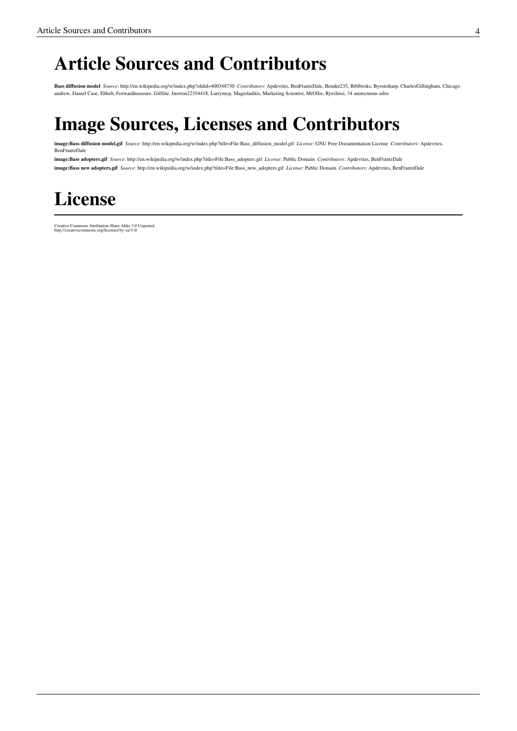# Article Sources and Contributors

**Bass diffusion model** *Source*: http://en.wikipedia.org/w/index.php?oldid=400348730 *Contributors*: Apdevries, BenFrantzDale, Bender235, Biblbroks, Byronsharp, CharlesGillingham, Chicago andrew, Daniel Case, Ehheh, Forwardmeasure, Giftlite, Jnorton22354418, Larrymcp, Magioladitis, Marketing Scientist, MrOllie, Rjwilmsi, 34 anonymous edits

# Image Sources, Licenses and Contributors

**image:Bass diffusion model.gif** *Source*: http://en.wikipedia.org/w/index.php?title=File:Bass_diffusion_model.gif *License*: GNU Free Documentation License *Contributors*: Apdevries, BenFrantzDale

**image:Bass adopters.gif** *Source*: http://en.wikipedia.org/w/index.php?title=File:Bass_adopters.gif *License*: Public Domain *Contributors*: Apdevries, BenFrantzDale

**image:Bass new adopters.gif** *Source*: http://en.wikipedia.org/w/index.php?title=File:Bass_new_adopters.gif *License*: Public Domain *Contributors*: Apdevries, BenFrantzDale

# License

Creative Commons Attribution-Share Alike 3.0 Unported
http://creativecommons.org/licenses/by-sa/3.0/